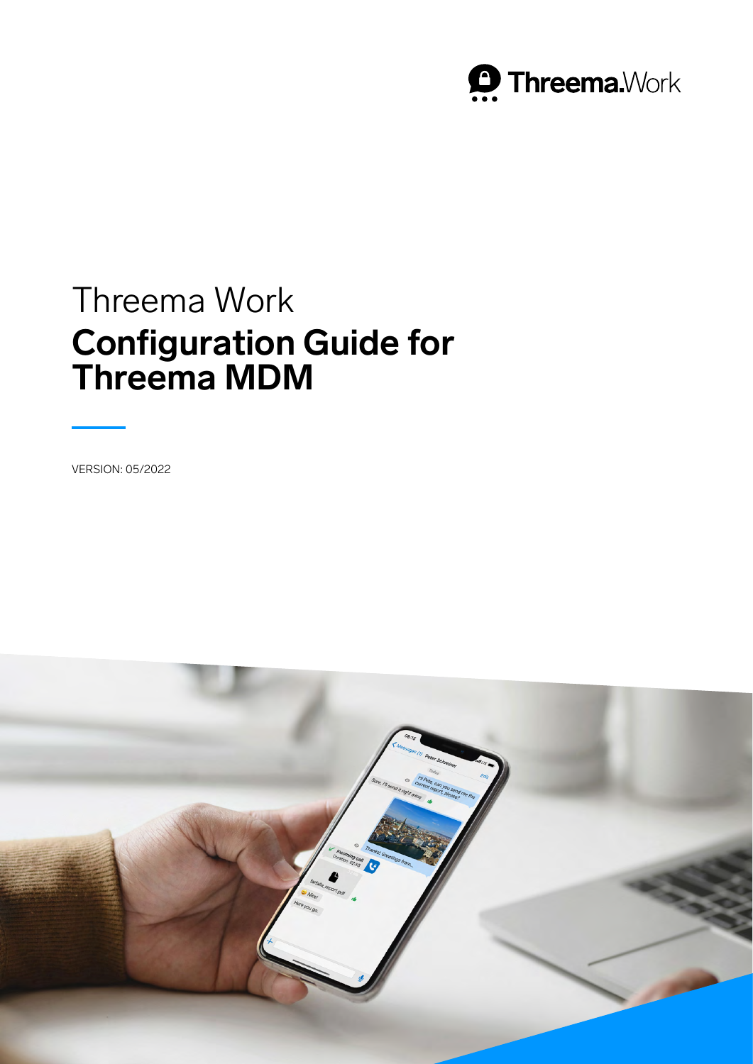Threema.Work

# Threema Work

# Configuration Guide for Threema MDM

VERSION: 05/2022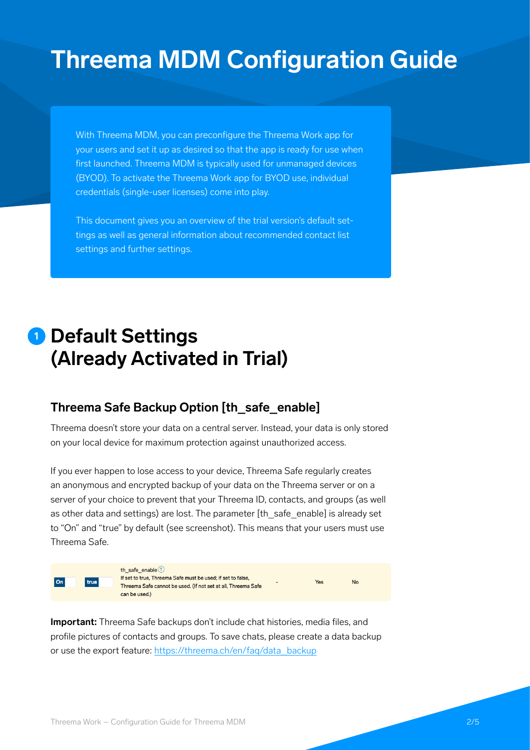# Threema MDM Configuration Guide

With Threema MDM, you can preconfigure the Threema Work app for your users and set it up as desired so that the app is ready for use when first launched. Threema MDM is typically used for unmanaged devices (BYOD). To activate the Threema Work app for BYOD use, individual credentials (single-user licenses) come into play.

This document gives you an overview of the trial version's default settings as well as general information about recommended contact list settings and further settings.

## 1 Default Settings (Already Activated in Trial)

### Threema Safe Backup Option [th_safe_enable]

Threema doesn't store your data on a central server. Instead, your data is only stored on your local device for maximum protection against unauthorized access.

If you ever happen to lose access to your device, Threema Safe regularly creates an anonymous and encrypted backup of your data on the Threema server or on a server of your choice to prevent that your Threema ID, contacts, and groups (as well as other data and settings) are lost. The parameter [th_safe_enable] is already set to "On" and "true" by default (see screenshot). This means that your users must use Threema Safe.

| | | | | | |
|---|---|---|---|---|---|
| On | true | th_safe_enable<br>If set to true, Threema Safe must be used; if set to false, Threema Safe cannot be used. (If not set at all, Threema Safe can be used.) | - | Yes | No |

**Important:** Threema Safe backups don't include chat histories, media files, and profile pictures of contacts and groups. To save chats, please create a data backup or use the export feature: [https://threema.ch/en/faq/data_backup](https://threema.ch/en/faq/data_backup)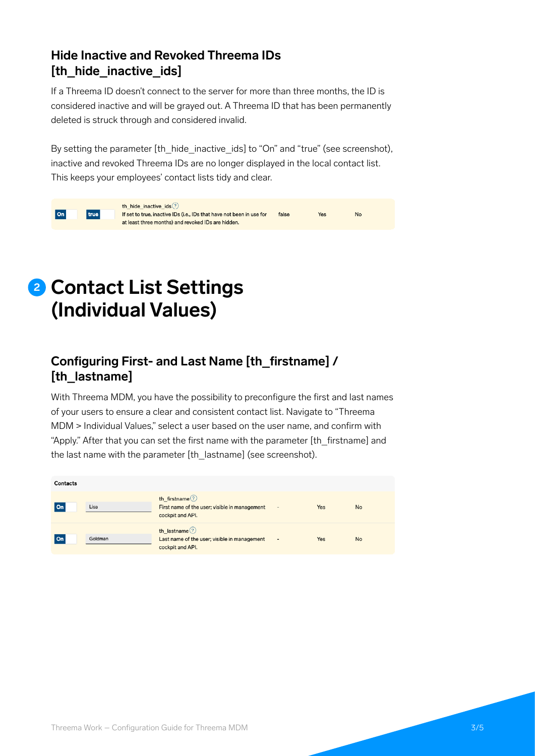### Hide Inactive and Revoked Threema IDs [th_hide_inactive_ids]

If a Threema ID doesn't connect to the server for more than three months, the ID is considered inactive and will be grayed out. A Threema ID that has been permanently deleted is struck through and considered invalid.

By setting the parameter [th_hide_inactive_ids] to "On" and "true" (see screenshot), inactive and revoked Threema IDs are no longer displayed in the local contact list. This keeps your employees' contact lists tidy and clear.

| | | | | | |
|---|---|---|---|---|---|
| On | true | th_hide_inactive_ids<br>If set to true, inactive IDs (i.e., IDs that have not been in use for at least three months) and revoked IDs are hidden. | false | Yes | No |

## 2 Contact List Settings (Individual Values)

### Configuring First- and Last Name [th_firstname] / [th_lastname]

With Threema MDM, you have the possibility to preconfigure the first and last names of your users to ensure a clear and consistent contact list. Navigate to "Threema MDM > Individual Values," select a user based on the user name, and confirm with "Apply." After that you can set the first name with the parameter [th_firstname] and the last name with the parameter [th_lastname] (see screenshot).

| Contacts | | | | | |
|---|---|---|---|---|---|
| On | Lisa | th_firstname<br>First name of the user; visible in management cockpit and API. | - | Yes | No |
| On | Goldman | th_lastname<br>Last name of the user; visible in management cockpit and API. | - | Yes | No |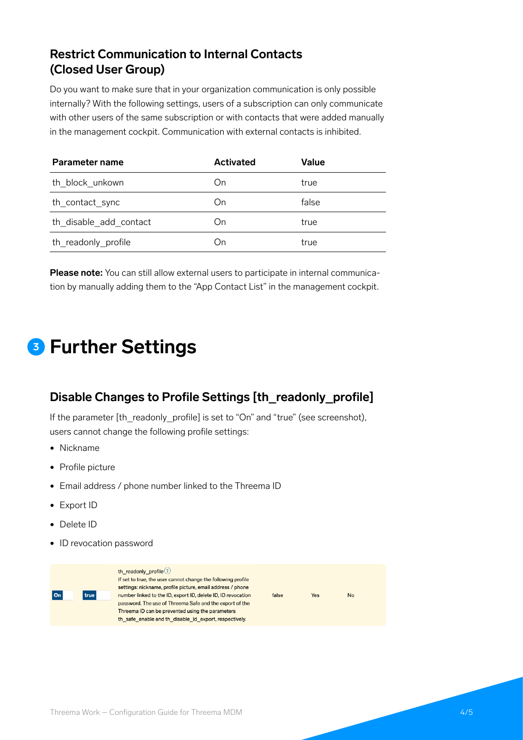## Restrict Communication to Internal Contacts (Closed User Group)

Do you want to make sure that in your organization communication is only possible internally? With the following settings, users of a subscription can only communicate with other users of the same subscription or with contacts that were added manually in the management cockpit. Communication with external contacts is inhibited.

| Parameter name | Activated | Value |
|---|---|---|
| th_block_unkown | On | true |
| th_contact_sync | On | false |
| th_disable_add_contact | On | true |
| th_readonly_profile | On | true |

**Please note:** You can still allow external users to participate in internal communication by manually adding them to the "App Contact List" in the management cockpit.

# 3 Further Settings

## Disable Changes to Profile Settings [th_readonly_profile]

If the parameter [th_readonly_profile] is set to "On" and "true" (see screenshot), users cannot change the following profile settings:

- Nickname
- Profile picture
- Email address / phone number linked to the Threema ID
- Export ID
- Delete ID
- ID revocation password

| | | | | | |
|---|---|---|---|---|---|
| On | true | th_readonly_profile ? If set to true, the user cannot change the following profile settings: nickname, profile picture, email address / phone number linked to the ID, export ID, delete ID, ID revocation password. The use of Threema Safe and the export of the Threema ID can be prevented using the parameters th_safe_enable and th_disable_id_export, respectively. | false | Yes | No |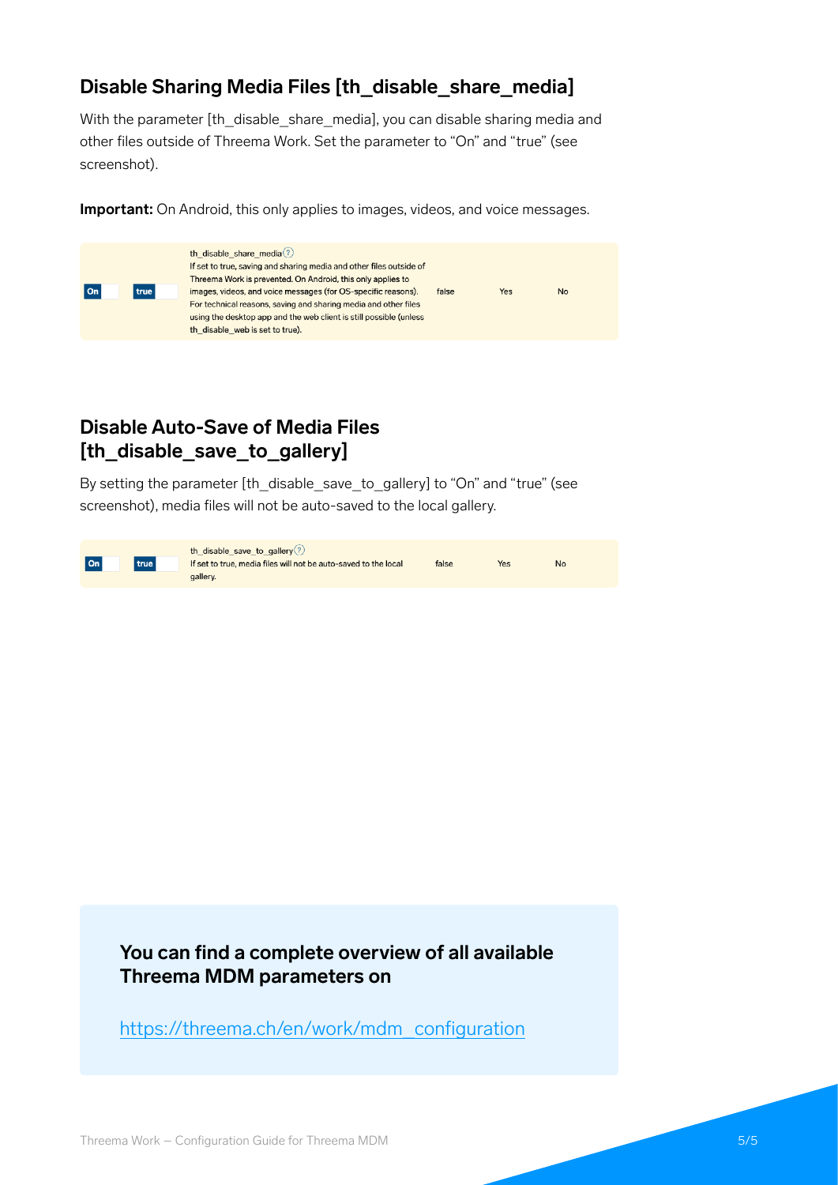## Disable Sharing Media Files [th_disable_share_media]

With the parameter [th_disable_share_media], you can disable sharing media and other files outside of Threema Work. Set the parameter to "On" and "true" (see screenshot).

**Important:** On Android, this only applies to images, videos, and voice messages.

| | | | | | |
|---|---|---|---|---|---|
| On | true | th_disable_share_media<br>If set to true, saving and sharing media and other files outside of Threema Work is prevented. On Android, this only applies to images, videos, and voice messages (for OS-specific reasons). For technical reasons, saving and sharing media and other files using the desktop app and the web client is still possible (unless th_disable_web is set to true). | false | Yes | No |

## Disable Auto-Save of Media Files [th_disable_save_to_gallery]

By setting the parameter [th_disable_save_to_gallery] to "On" and "true" (see screenshot), media files will not be auto-saved to the local gallery.

| | | | | | |
|---|---|---|---|---|---|
| On | true | th_disable_save_to_gallery<br>If set to true, media files will not be auto-saved to the local gallery. | false | Yes | No |

**You can find a complete overview of all available Threema MDM parameters on**

https://threema.ch/en/work/mdm_configuration